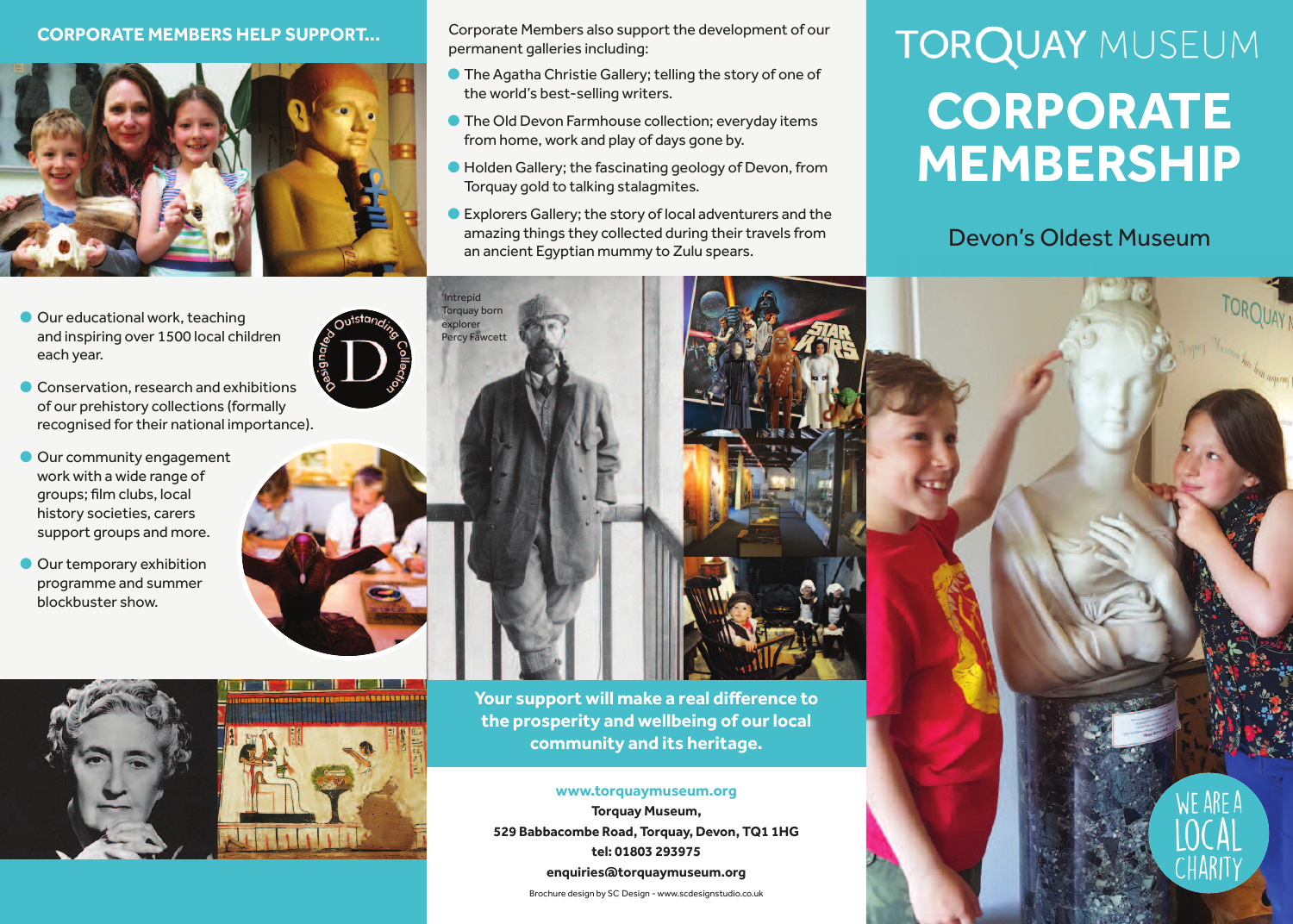# TORQUAY MUSEUM

# CORPORATE MEMBERSHIP

Devon's Oldest Museum

WE ARE A LOCAL CHARITY

## CORPORATE MEMBERS HELP SUPPORT...

- Our educational work, teaching and inspiring over 1500 local children each year.
- Conservation, research and exhibitions of our prehistory collections (formally recognised for their national importance).
- Our community engagement work with a wide range of groups; film clubs, local history societies, carers support groups and more.
- Our temporary exhibition programme and summer blockbuster show.

Designated Outstanding Collection

Corporate Members also support the development of our permanent galleries including:

- The Agatha Christie Gallery; telling the story of one of the world's best-selling writers.
- The Old Devon Farmhouse collection; everyday items from home, work and play of days gone by.
- Holden Gallery; the fascinating geology of Devon, from Torquay gold to talking stalagmites.
- Explorers Gallery; the story of local adventurers and the amazing things they collected during their travels from an ancient Egyptian mummy to Zulu spears.

Intrepid Torquay born explorer Percy Fawcett

**Your support will make a real difference to the prosperity and wellbeing of our local community and its heritage.**

**www.torquaymuseum.org**

**Torquay Museum,**
**529 Babbacombe Road, Torquay, Devon, TQ1 1HG**
**tel: 01803 293975**
**enquiries@torquaymuseum.org**

Brochure design by SC Design - www.scdesignstudio.co.uk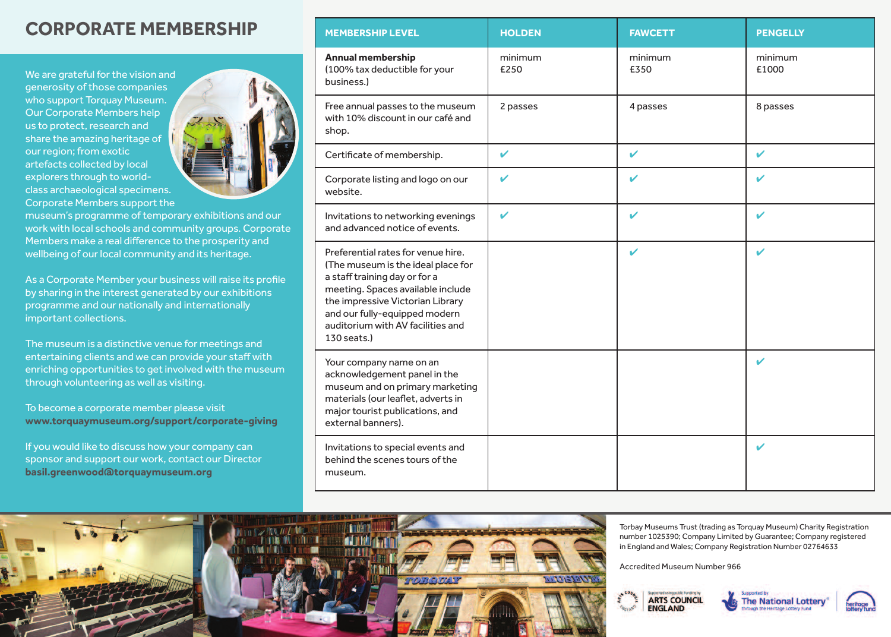# CORPORATE MEMBERSHIP

We are grateful for the vision and generosity of those companies who support Torquay Museum. Our Corporate Members help us to protect, research and share the amazing heritage of our region; from exotic artefacts collected by local explorers through to world-class archaeological specimens. Corporate Members support the museum's programme of temporary exhibitions and our work with local schools and community groups. Corporate Members make a real difference to the prosperity and wellbeing of our local community and its heritage.

As a Corporate Member your business will raise its profile by sharing in the interest generated by our exhibitions programme and our nationally and internationally important collections.

The museum is a distinctive venue for meetings and entertaining clients and we can provide your staff with enriching opportunities to get involved with the museum through volunteering as well as visiting.

To become a corporate member please visit **www.torquaymuseum.org/support/corporate-giving**

If you would like to discuss how your company can sponsor and support our work, contact our Director **basil.greenwood@torquaymuseum.org**

| MEMBERSHIP LEVEL | HOLDEN | FAWCETT | PENGELLY |
|---|---|---|---|
| **Annual membership** (100% tax deductible for your business.) | minimum £250 | minimum £350 | minimum £1000 |
| Free annual passes to the museum with 10% discount in our café and shop. | 2 passes | 4 passes | 8 passes |
| Certificate of membership. | ✔ | ✔ | ✔ |
| Corporate listing and logo on our website. | ✔ | ✔ | ✔ |
| Invitations to networking evenings and advanced notice of events. | ✔ | ✔ | ✔ |
| Preferential rates for venue hire. (The museum is the ideal place for a staff training day or for a meeting. Spaces available include the impressive Victorian Library and our fully-equipped modern auditorium with AV facilities and 130 seats.) | | ✔ | ✔ |
| Your company name on an acknowledgement panel in the museum and on primary marketing materials (our leaflet, adverts in major tourist publications, and external banners). | | | ✔ |
| Invitations to special events and behind the scenes tours of the museum. | | | ✔ |

Torbay Museums Trust (trading as Torquay Museum) Charity Registration number 1025390; Company Limited by Guarantee; Company registered in England and Wales; Company Registration Number 02764633

Accredited Museum Number 966

Supported using public funding by ARTS COUNCIL ENGLAND

Supported by The National Lottery through the Heritage Lottery Fund

heritage lottery fund